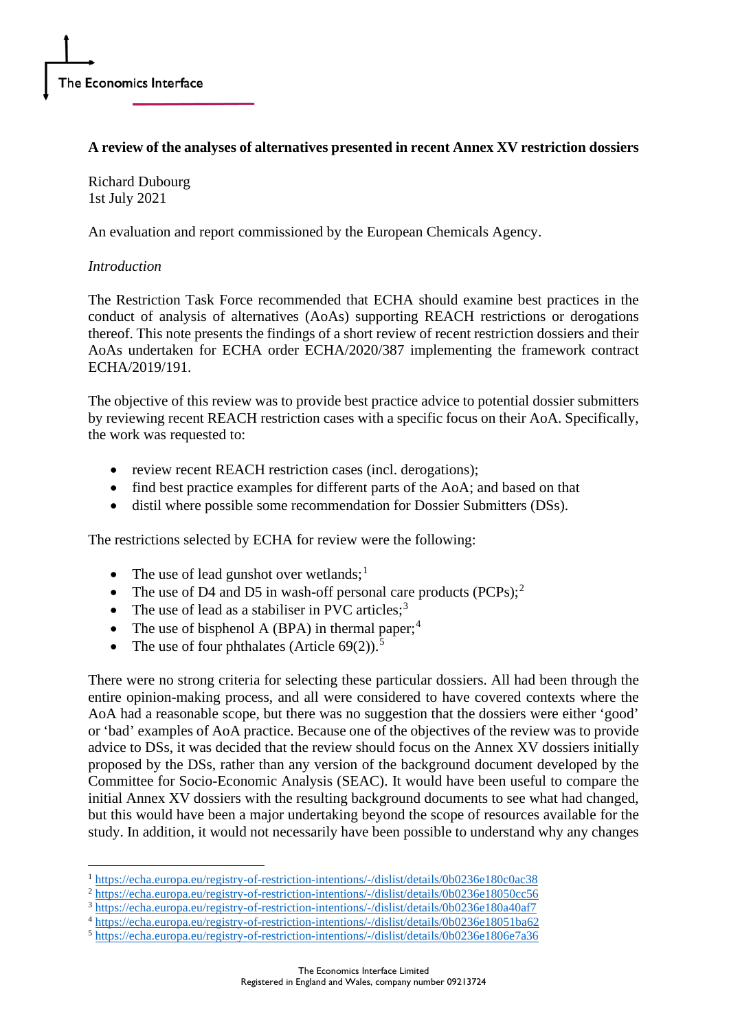The Economics Interface

**A review of the analyses of alternatives presented in recent Annex XV restriction dossiers**

Richard Dubourg
1st July 2021

An evaluation and report commissioned by the European Chemicals Agency.

*Introduction*

The Restriction Task Force recommended that ECHA should examine best practices in the conduct of analysis of alternatives (AoAs) supporting REACH restrictions or derogations thereof. This note presents the findings of a short review of recent restriction dossiers and their AoAs undertaken for ECHA order ECHA/2020/387 implementing the framework contract ECHA/2019/191.

The objective of this review was to provide best practice advice to potential dossier submitters by reviewing recent REACH restriction cases with a specific focus on their AoA. Specifically, the work was requested to:

- review recent REACH restriction cases (incl. derogations);
- find best practice examples for different parts of the AoA; and based on that
- distil where possible some recommendation for Dossier Submitters (DSs).

The restrictions selected by ECHA for review were the following:

- The use of lead gunshot over wetlands;[1]
- The use of D4 and D5 in wash-off personal care products (PCPs);[2]
- The use of lead as a stabiliser in PVC articles;[3]
- The use of bisphenol A (BPA) in thermal paper;[4]
- The use of four phthalates (Article 69(2)).[5]

There were no strong criteria for selecting these particular dossiers. All had been through the entire opinion-making process, and all were considered to have covered contexts where the AoA had a reasonable scope, but there was no suggestion that the dossiers were either 'good' or 'bad' examples of AoA practice. Because one of the objectives of the review was to provide advice to DSs, it was decided that the review should focus on the Annex XV dossiers initially proposed by the DSs, rather than any version of the background document developed by the Committee for Socio-Economic Analysis (SEAC). It would have been useful to compare the initial Annex XV dossiers with the resulting background documents to see what had changed, but this would have been a major undertaking beyond the scope of resources available for the study. In addition, it would not necessarily have been possible to understand why any changes

[1] https://echa.europa.eu/registry-of-restriction-intentions/-/dislist/details/0b0236e180c0ac38
[2] https://echa.europa.eu/registry-of-restriction-intentions/-/dislist/details/0b0236e18050cc56
[3] https://echa.europa.eu/registry-of-restriction-intentions/-/dislist/details/0b0236e180a40af7
[4] https://echa.europa.eu/registry-of-restriction-intentions/-/dislist/details/0b0236e18051ba62
[5] https://echa.europa.eu/registry-of-restriction-intentions/-/dislist/details/0b0236e1806e7a36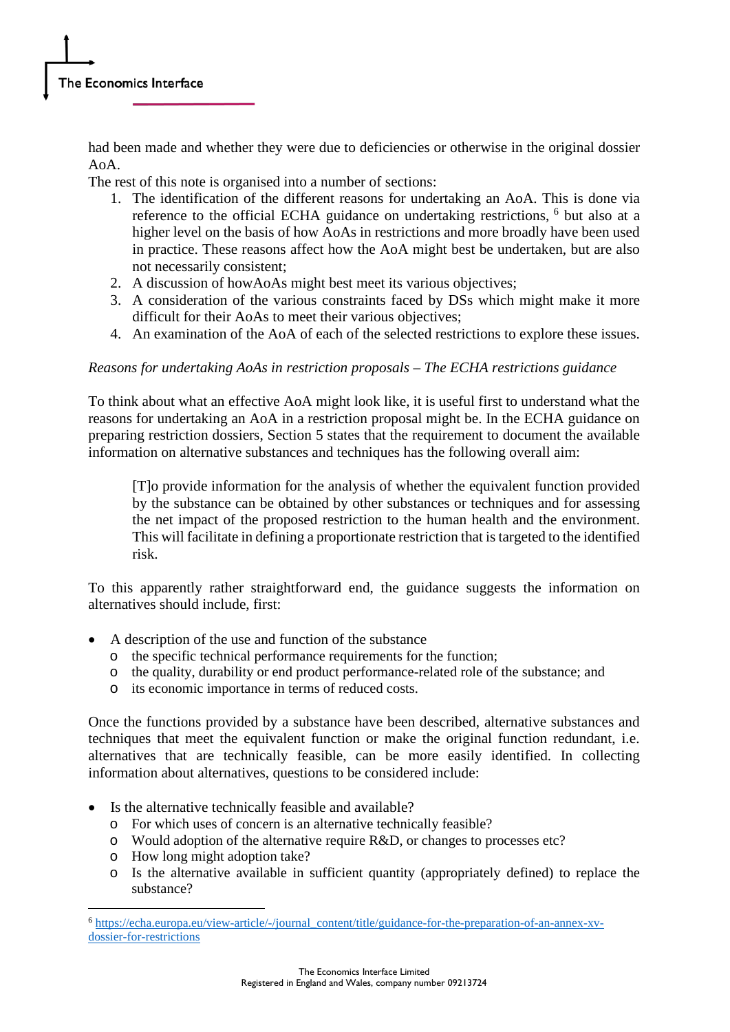had been made and whether they were due to deficiencies or otherwise in the original dossier AoA.

The rest of this note is organised into a number of sections:

1. The identification of the different reasons for undertaking an AoA. This is done via reference to the official ECHA guidance on undertaking restrictions, [6] but also at a higher level on the basis of how AoAs in restrictions and more broadly have been used in practice. These reasons affect how the AoA might best be undertaken, but are also not necessarily consistent;
2. A discussion of howAoAs might best meet its various objectives;
3. A consideration of the various constraints faced by DSs which might make it more difficult for their AoAs to meet their various objectives;
4. An examination of the AoA of each of the selected restrictions to explore these issues.

*Reasons for undertaking AoAs in restriction proposals – The ECHA restrictions guidance*

To think about what an effective AoA might look like, it is useful first to understand what the reasons for undertaking an AoA in a restriction proposal might be. In the ECHA guidance on preparing restriction dossiers, Section 5 states that the requirement to document the available information on alternative substances and techniques has the following overall aim:

> [T]o provide information for the analysis of whether the equivalent function provided by the substance can be obtained by other substances or techniques and for assessing the net impact of the proposed restriction to the human health and the environment. This will facilitate in defining a proportionate restriction that is targeted to the identified risk.

To this apparently rather straightforward end, the guidance suggests the information on alternatives should include, first:

- A description of the use and function of the substance
  - the specific technical performance requirements for the function;
  - the quality, durability or end product performance-related role of the substance; and
  - its economic importance in terms of reduced costs.

Once the functions provided by a substance have been described, alternative substances and techniques that meet the equivalent function or make the original function redundant, i.e. alternatives that are technically feasible, can be more easily identified. In collecting information about alternatives, questions to be considered include:

- Is the alternative technically feasible and available?
  - For which uses of concern is an alternative technically feasible?
  - Would adoption of the alternative require R&D, or changes to processes etc?
  - How long might adoption take?
  - Is the alternative available in sufficient quantity (appropriately defined) to replace the substance?

---

[6] https://echa.europa.eu/view-article/-/journal_content/title/guidance-for-the-preparation-of-an-annex-xv-dossier-for-restrictions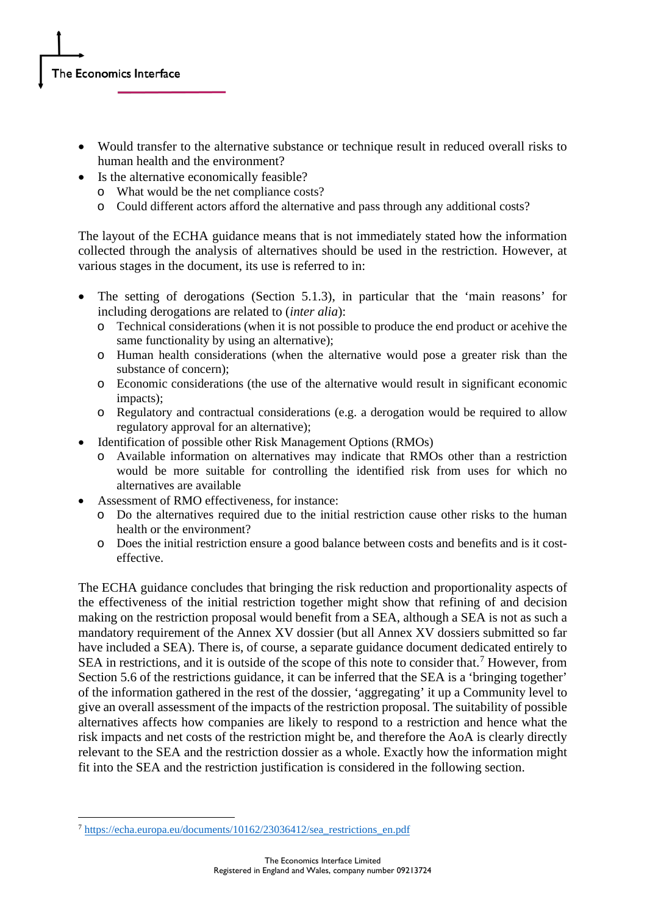- Would transfer to the alternative substance or technique result in reduced overall risks to human health and the environment?
- Is the alternative economically feasible?
  - What would be the net compliance costs?
  - Could different actors afford the alternative and pass through any additional costs?

The layout of the ECHA guidance means that is not immediately stated how the information collected through the analysis of alternatives should be used in the restriction. However, at various stages in the document, its use is referred to in:

- The setting of derogations (Section 5.1.3), in particular that the 'main reasons' for including derogations are related to (*inter alia*):
  - Technical considerations (when it is not possible to produce the end product or acehive the same functionality by using an alternative);
  - Human health considerations (when the alternative would pose a greater risk than the substance of concern);
  - Economic considerations (the use of the alternative would result in significant economic impacts);
  - Regulatory and contractual considerations (e.g. a derogation would be required to allow regulatory approval for an alternative);
- Identification of possible other Risk Management Options (RMOs)
  - Available information on alternatives may indicate that RMOs other than a restriction would be more suitable for controlling the identified risk from uses for which no alternatives are available
- Assessment of RMO effectiveness, for instance:
  - Do the alternatives required due to the initial restriction cause other risks to the human health or the environment?
  - Does the initial restriction ensure a good balance between costs and benefits and is it cost-effective.

The ECHA guidance concludes that bringing the risk reduction and proportionality aspects of the effectiveness of the initial restriction together might show that refining of and decision making on the restriction proposal would benefit from a SEA, although a SEA is not as such a mandatory requirement of the Annex XV dossier (but all Annex XV dossiers submitted so far have included a SEA). There is, of course, a separate guidance document dedicated entirely to SEA in restrictions, and it is outside of the scope of this note to consider that.[7] However, from Section 5.6 of the restrictions guidance, it can be inferred that the SEA is a 'bringing together' of the information gathered in the rest of the dossier, 'aggregating' it up a Community level to give an overall assessment of the impacts of the restriction proposal. The suitability of possible alternatives affects how companies are likely to respond to a restriction and hence what the risk impacts and net costs of the restriction might be, and therefore the AoA is clearly directly relevant to the SEA and the restriction dossier as a whole. Exactly how the information might fit into the SEA and the restriction justification is considered in the following section.

[7] https://echa.europa.eu/documents/10162/23036412/sea_restrictions_en.pdf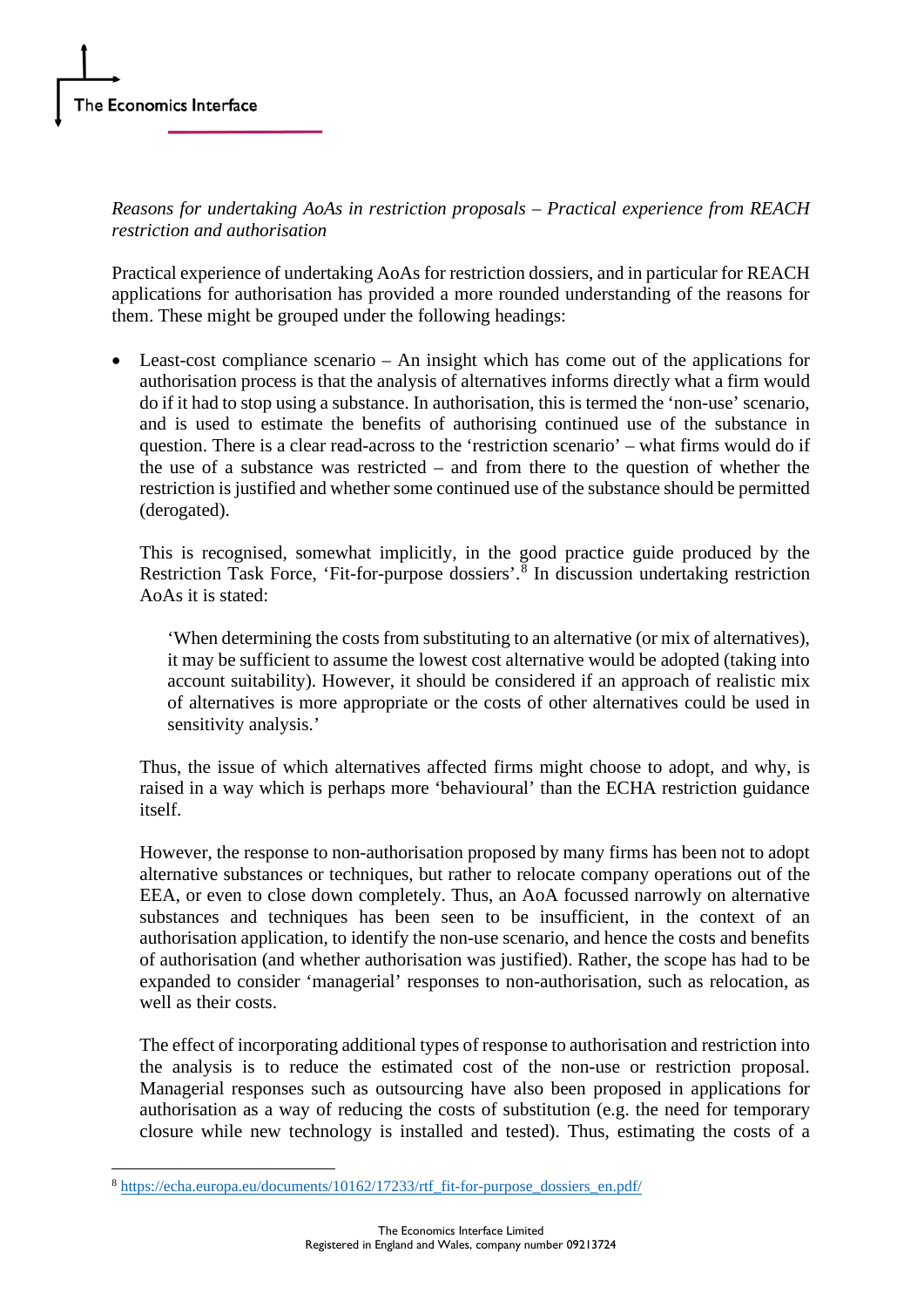*Reasons for undertaking AoAs in restriction proposals – Practical experience from REACH restriction and authorisation*

Practical experience of undertaking AoAs for restriction dossiers, and in particular for REACH applications for authorisation has provided a more rounded understanding of the reasons for them. These might be grouped under the following headings:

- Least-cost compliance scenario – An insight which has come out of the applications for authorisation process is that the analysis of alternatives informs directly what a firm would do if it had to stop using a substance. In authorisation, this is termed the 'non-use' scenario, and is used to estimate the benefits of authorising continued use of the substance in question. There is a clear read-across to the 'restriction scenario' – what firms would do if the use of a substance was restricted – and from there to the question of whether the restriction is justified and whether some continued use of the substance should be permitted (derogated).

  This is recognised, somewhat implicitly, in the good practice guide produced by the Restriction Task Force, 'Fit-for-purpose dossiers'.[8] In discussion undertaking restriction AoAs it is stated:

  > 'When determining the costs from substituting to an alternative (or mix of alternatives), it may be sufficient to assume the lowest cost alternative would be adopted (taking into account suitability). However, it should be considered if an approach of realistic mix of alternatives is more appropriate or the costs of other alternatives could be used in sensitivity analysis.'

  Thus, the issue of which alternatives affected firms might choose to adopt, and why, is raised in a way which is perhaps more 'behavioural' than the ECHA restriction guidance itself.

  However, the response to non-authorisation proposed by many firms has been not to adopt alternative substances or techniques, but rather to relocate company operations out of the EEA, or even to close down completely. Thus, an AoA focussed narrowly on alternative substances and techniques has been seen to be insufficient, in the context of an authorisation application, to identify the non-use scenario, and hence the costs and benefits of authorisation (and whether authorisation was justified). Rather, the scope has had to be expanded to consider 'managerial' responses to non-authorisation, such as relocation, as well as their costs.

  The effect of incorporating additional types of response to authorisation and restriction into the analysis is to reduce the estimated cost of the non-use or restriction proposal. Managerial responses such as outsourcing have also been proposed in applications for authorisation as a way of reducing the costs of substitution (e.g. the need for temporary closure while new technology is installed and tested). Thus, estimating the costs of a

---

[8] https://echa.europa.eu/documents/10162/17233/rtf_fit-for-purpose_dossiers_en.pdf/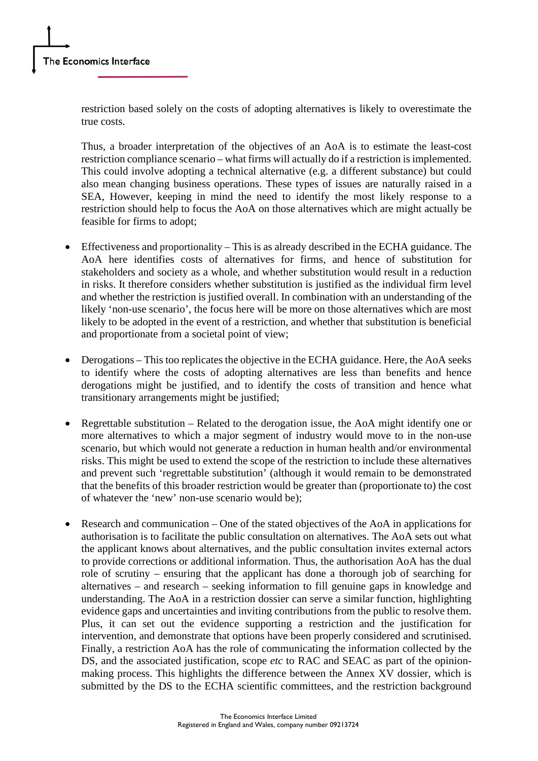restriction based solely on the costs of adopting alternatives is likely to overestimate the true costs.

Thus, a broader interpretation of the objectives of an AoA is to estimate the least-cost restriction compliance scenario – what firms will actually do if a restriction is implemented. This could involve adopting a technical alternative (e.g. a different substance) but could also mean changing business operations. These types of issues are naturally raised in a SEA, However, keeping in mind the need to identify the most likely response to a restriction should help to focus the AoA on those alternatives which are might actually be feasible for firms to adopt;

- Effectiveness and proportionality – This is as already described in the ECHA guidance. The AoA here identifies costs of alternatives for firms, and hence of substitution for stakeholders and society as a whole, and whether substitution would result in a reduction in risks. It therefore considers whether substitution is justified as the individual firm level and whether the restriction is justified overall. In combination with an understanding of the likely 'non-use scenario', the focus here will be more on those alternatives which are most likely to be adopted in the event of a restriction, and whether that substitution is beneficial and proportionate from a societal point of view;

- Derogations – This too replicates the objective in the ECHA guidance. Here, the AoA seeks to identify where the costs of adopting alternatives are less than benefits and hence derogations might be justified, and to identify the costs of transition and hence what transitional arrangements might be justified;

- Regrettable substitution – Related to the derogation issue, the AoA might identify one or more alternatives to which a major segment of industry would move to in the non-use scenario, but which would not generate a reduction in human health and/or environmental risks. This might be used to extend the scope of the restriction to include these alternatives and prevent such 'regrettable substitution' (although it would remain to be demonstrated that the benefits of this broader restriction would be greater than (proportionate to) the cost of whatever the 'new' non-use scenario would be);

- Research and communication – One of the stated objectives of the AoA in applications for authorisation is to facilitate the public consultation on alternatives. The AoA sets out what the applicant knows about alternatives, and the public consultation invites external actors to provide corrections or additional information. Thus, the authorisation AoA has the dual role of scrutiny – ensuring that the applicant has done a thorough job of searching for alternatives – and research – seeking information to fill genuine gaps in knowledge and understanding. The AoA in a restriction dossier can serve a similar function, highlighting evidence gaps and uncertainties and inviting contributions from the public to resolve them. Plus, it can set out the evidence supporting a restriction and the justification for intervention, and demonstrate that options have been properly considered and scrutinised. Finally, a restriction AoA has the role of communicating the information collected by the DS, and the associated justification, scope *etc* to RAC and SEAC as part of the opinion-making process. This highlights the difference between the Annex XV dossier, which is submitted by the DS to the ECHA scientific committees, and the restriction background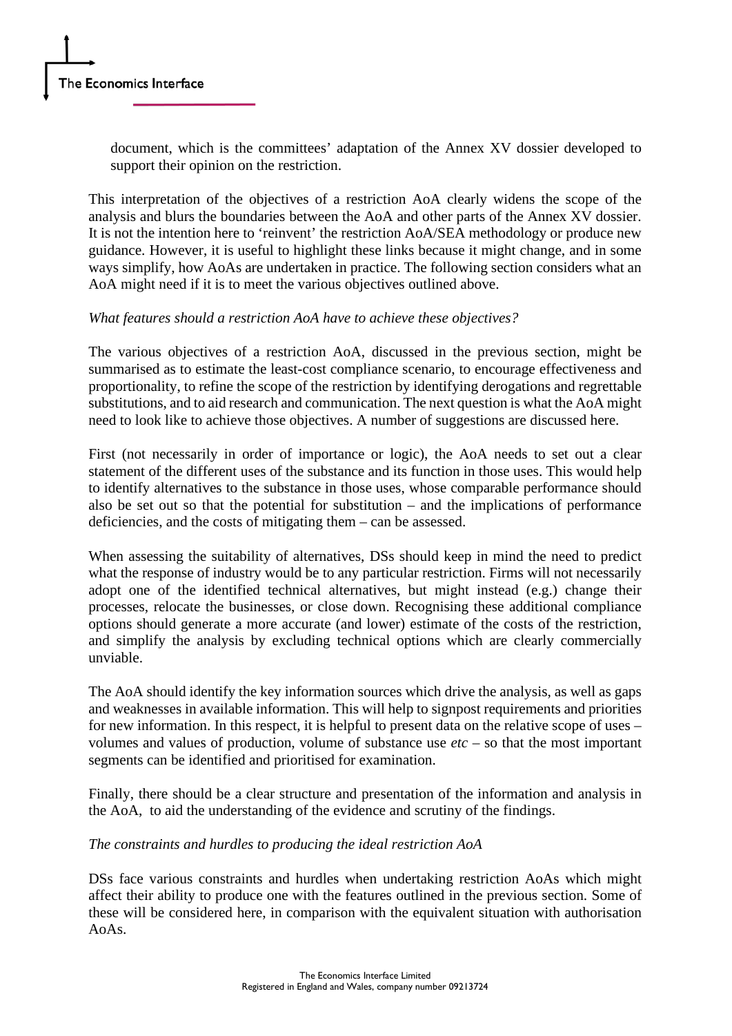document, which is the committees' adaptation of the Annex XV dossier developed to support their opinion on the restriction.

This interpretation of the objectives of a restriction AoA clearly widens the scope of the analysis and blurs the boundaries between the AoA and other parts of the Annex XV dossier. It is not the intention here to 'reinvent' the restriction AoA/SEA methodology or produce new guidance. However, it is useful to highlight these links because it might change, and in some ways simplify, how AoAs are undertaken in practice. The following section considers what an AoA might need if it is to meet the various objectives outlined above.

*What features should a restriction AoA have to achieve these objectives?*

The various objectives of a restriction AoA, discussed in the previous section, might be summarised as to estimate the least-cost compliance scenario, to encourage effectiveness and proportionality, to refine the scope of the restriction by identifying derogations and regrettable substitutions, and to aid research and communication. The next question is what the AoA might need to look like to achieve those objectives. A number of suggestions are discussed here.

First (not necessarily in order of importance or logic), the AoA needs to set out a clear statement of the different uses of the substance and its function in those uses. This would help to identify alternatives to the substance in those uses, whose comparable performance should also be set out so that the potential for substitution – and the implications of performance deficiencies, and the costs of mitigating them – can be assessed.

When assessing the suitability of alternatives, DSs should keep in mind the need to predict what the response of industry would be to any particular restriction. Firms will not necessarily adopt one of the identified technical alternatives, but might instead (e.g.) change their processes, relocate the businesses, or close down. Recognising these additional compliance options should generate a more accurate (and lower) estimate of the costs of the restriction, and simplify the analysis by excluding technical options which are clearly commercially unviable.

The AoA should identify the key information sources which drive the analysis, as well as gaps and weaknesses in available information. This will help to signpost requirements and priorities for new information. In this respect, it is helpful to present data on the relative scope of uses – volumes and values of production, volume of substance use *etc* – so that the most important segments can be identified and prioritised for examination.

Finally, there should be a clear structure and presentation of the information and analysis in the AoA, to aid the understanding of the evidence and scrutiny of the findings.

*The constraints and hurdles to producing the ideal restriction AoA*

DSs face various constraints and hurdles when undertaking restriction AoAs which might affect their ability to produce one with the features outlined in the previous section. Some of these will be considered here, in comparison with the equivalent situation with authorisation AoAs.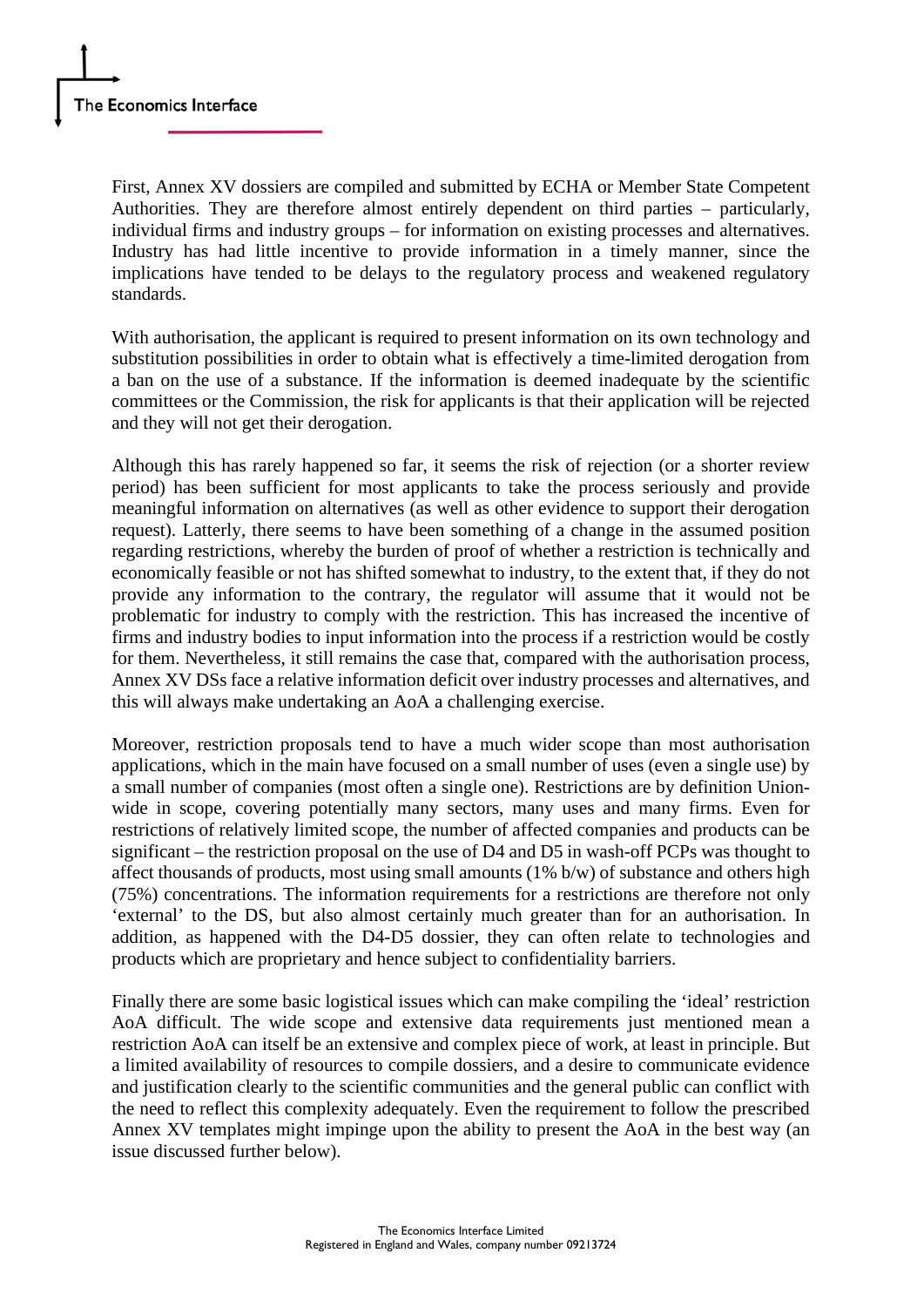First, Annex XV dossiers are compiled and submitted by ECHA or Member State Competent Authorities. They are therefore almost entirely dependent on third parties – particularly, individual firms and industry groups – for information on existing processes and alternatives. Industry has had little incentive to provide information in a timely manner, since the implications have tended to be delays to the regulatory process and weakened regulatory standards.

With authorisation, the applicant is required to present information on its own technology and substitution possibilities in order to obtain what is effectively a time-limited derogation from a ban on the use of a substance. If the information is deemed inadequate by the scientific committees or the Commission, the risk for applicants is that their application will be rejected and they will not get their derogation.

Although this has rarely happened so far, it seems the risk of rejection (or a shorter review period) has been sufficient for most applicants to take the process seriously and provide meaningful information on alternatives (as well as other evidence to support their derogation request). Latterly, there seems to have been something of a change in the assumed position regarding restrictions, whereby the burden of proof of whether a restriction is technically and economically feasible or not has shifted somewhat to industry, to the extent that, if they do not provide any information to the contrary, the regulator will assume that it would not be problematic for industry to comply with the restriction. This has increased the incentive of firms and industry bodies to input information into the process if a restriction would be costly for them. Nevertheless, it still remains the case that, compared with the authorisation process, Annex XV DSs face a relative information deficit over industry processes and alternatives, and this will always make undertaking an AoA a challenging exercise.

Moreover, restriction proposals tend to have a much wider scope than most authorisation applications, which in the main have focused on a small number of uses (even a single use) by a small number of companies (most often a single one). Restrictions are by definition Union-wide in scope, covering potentially many sectors, many uses and many firms. Even for restrictions of relatively limited scope, the number of affected companies and products can be significant – the restriction proposal on the use of D4 and D5 in wash-off PCPs was thought to affect thousands of products, most using small amounts (1% b/w) of substance and others high (75%) concentrations. The information requirements for a restrictions are therefore not only 'external' to the DS, but also almost certainly much greater than for an authorisation. In addition, as happened with the D4-D5 dossier, they can often relate to technologies and products which are proprietary and hence subject to confidentiality barriers.

Finally there are some basic logistical issues which can make compiling the 'ideal' restriction AoA difficult. The wide scope and extensive data requirements just mentioned mean a restriction AoA can itself be an extensive and complex piece of work, at least in principle. But a limited availability of resources to compile dossiers, and a desire to communicate evidence and justification clearly to the scientific communities and the general public can conflict with the need to reflect this complexity adequately. Even the requirement to follow the prescribed Annex XV templates might impinge upon the ability to present the AoA in the best way (an issue discussed further below).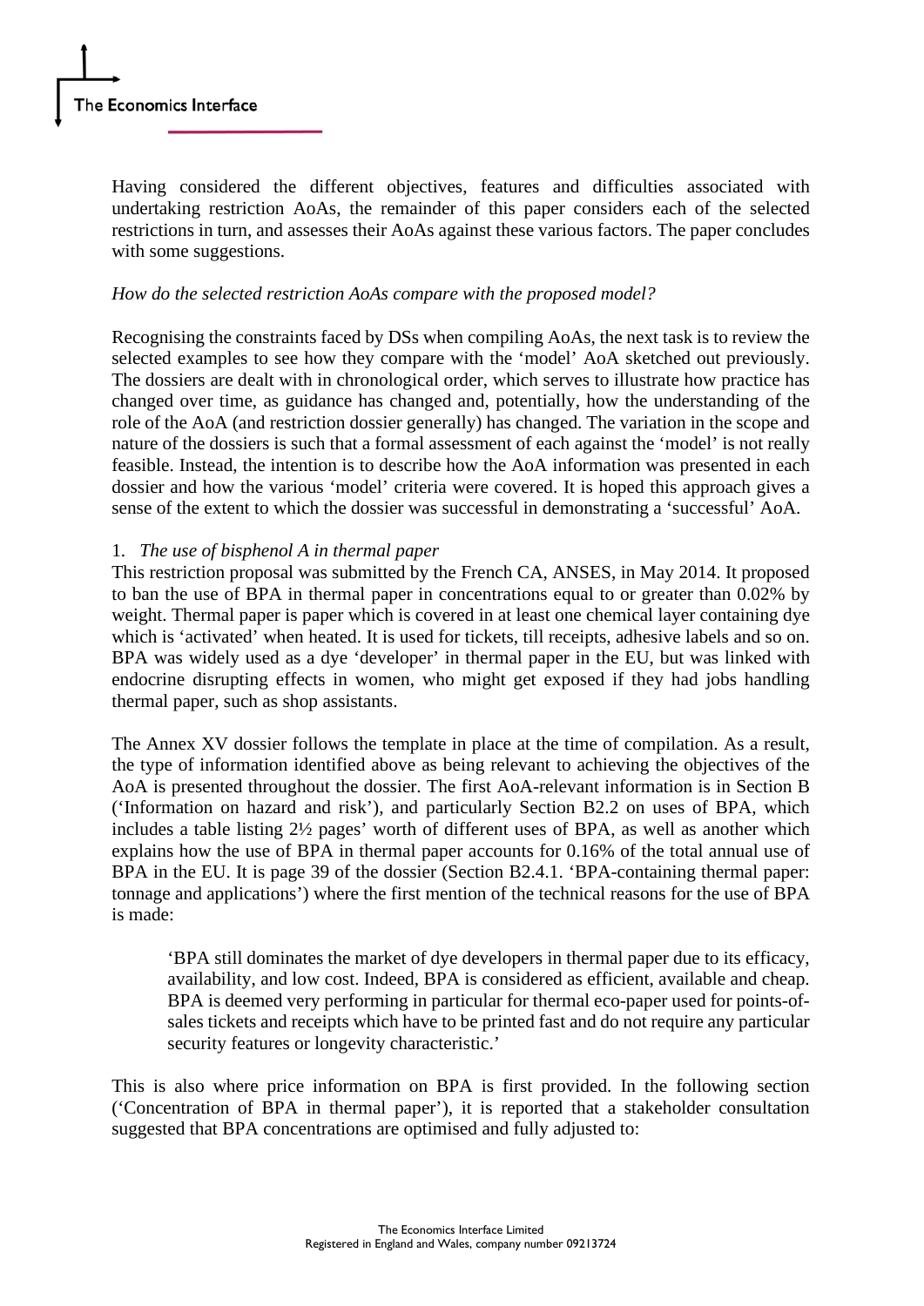Having considered the different objectives, features and difficulties associated with undertaking restriction AoAs, the remainder of this paper considers each of the selected restrictions in turn, and assesses their AoAs against these various factors. The paper concludes with some suggestions.

*How do the selected restriction AoAs compare with the proposed model?*

Recognising the constraints faced by DSs when compiling AoAs, the next task is to review the selected examples to see how they compare with the 'model' AoA sketched out previously. The dossiers are dealt with in chronological order, which serves to illustrate how practice has changed over time, as guidance has changed and, potentially, how the understanding of the role of the AoA (and restriction dossier generally) has changed. The variation in the scope and nature of the dossiers is such that a formal assessment of each against the 'model' is not really feasible. Instead, the intention is to describe how the AoA information was presented in each dossier and how the various 'model' criteria were covered. It is hoped this approach gives a sense of the extent to which the dossier was successful in demonstrating a 'successful' AoA.

1. *The use of bisphenol A in thermal paper*

This restriction proposal was submitted by the French CA, ANSES, in May 2014. It proposed to ban the use of BPA in thermal paper in concentrations equal to or greater than 0.02% by weight. Thermal paper is paper which is covered in at least one chemical layer containing dye which is 'activated' when heated. It is used for tickets, till receipts, adhesive labels and so on. BPA was widely used as a dye 'developer' in thermal paper in the EU, but was linked with endocrine disrupting effects in women, who might get exposed if they had jobs handling thermal paper, such as shop assistants.

The Annex XV dossier follows the template in place at the time of compilation. As a result, the type of information identified above as being relevant to achieving the objectives of the AoA is presented throughout the dossier. The first AoA-relevant information is in Section B ('Information on hazard and risk'), and particularly Section B2.2 on uses of BPA, which includes a table listing 2½ pages' worth of different uses of BPA, as well as another which explains how the use of BPA in thermal paper accounts for 0.16% of the total annual use of BPA in the EU. It is page 39 of the dossier (Section B2.4.1. 'BPA-containing thermal paper: tonnage and applications') where the first mention of the technical reasons for the use of BPA is made:

> 'BPA still dominates the market of dye developers in thermal paper due to its efficacy, availability, and low cost. Indeed, BPA is considered as efficient, available and cheap. BPA is deemed very performing in particular for thermal eco-paper used for points-of-sales tickets and receipts which have to be printed fast and do not require any particular security features or longevity characteristic.'

This is also where price information on BPA is first provided. In the following section ('Concentration of BPA in thermal paper'), it is reported that a stakeholder consultation suggested that BPA concentrations are optimised and fully adjusted to: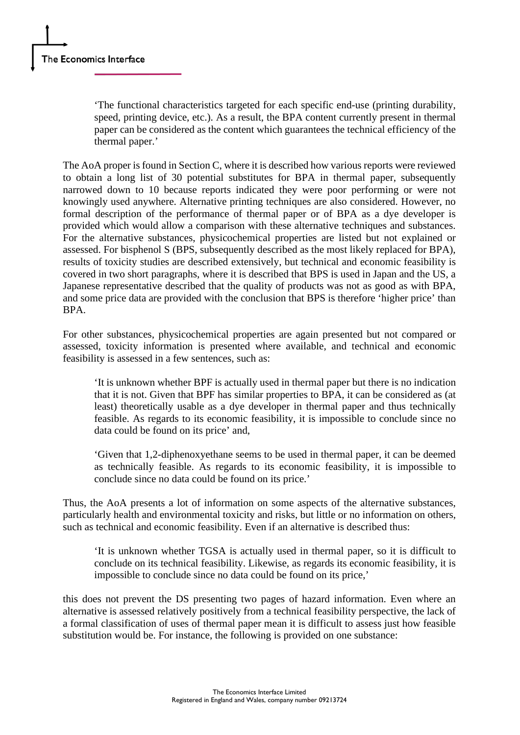> 'The functional characteristics targeted for each specific end-use (printing durability, speed, printing device, etc.). As a result, the BPA content currently present in thermal paper can be considered as the content which guarantees the technical efficiency of the thermal paper.'

The AoA proper is found in Section C, where it is described how various reports were reviewed to obtain a long list of 30 potential substitutes for BPA in thermal paper, subsequently narrowed down to 10 because reports indicated they were poor performing or were not knowingly used anywhere. Alternative printing techniques are also considered. However, no formal description of the performance of thermal paper or of BPA as a dye developer is provided which would allow a comparison with these alternative techniques and substances. For the alternative substances, physicochemical properties are listed but not explained or assessed. For bisphenol S (BPS, subsequently described as the most likely replaced for BPA), results of toxicity studies are described extensively, but technical and economic feasibility is covered in two short paragraphs, where it is described that BPS is used in Japan and the US, a Japanese representative described that the quality of products was not as good as with BPA, and some price data are provided with the conclusion that BPS is therefore 'higher price' than BPA.

For other substances, physicochemical properties are again presented but not compared or assessed, toxicity information is presented where available, and technical and economic feasibility is assessed in a few sentences, such as:

> 'It is unknown whether BPF is actually used in thermal paper but there is no indication that it is not. Given that BPF has similar properties to BPA, it can be considered as (at least) theoretically usable as a dye developer in thermal paper and thus technically feasible. As regards to its economic feasibility, it is impossible to conclude since no data could be found on its price' and,

> 'Given that 1,2-diphenoxyethane seems to be used in thermal paper, it can be deemed as technically feasible. As regards to its economic feasibility, it is impossible to conclude since no data could be found on its price.'

Thus, the AoA presents a lot of information on some aspects of the alternative substances, particularly health and environmental toxicity and risks, but little or no information on others, such as technical and economic feasibility. Even if an alternative is described thus:

> 'It is unknown whether TGSA is actually used in thermal paper, so it is difficult to conclude on its technical feasibility. Likewise, as regards its economic feasibility, it is impossible to conclude since no data could be found on its price,'

this does not prevent the DS presenting two pages of hazard information. Even where an alternative is assessed relatively positively from a technical feasibility perspective, the lack of a formal classification of uses of thermal paper mean it is difficult to assess just how feasible substitution would be. For instance, the following is provided on one substance: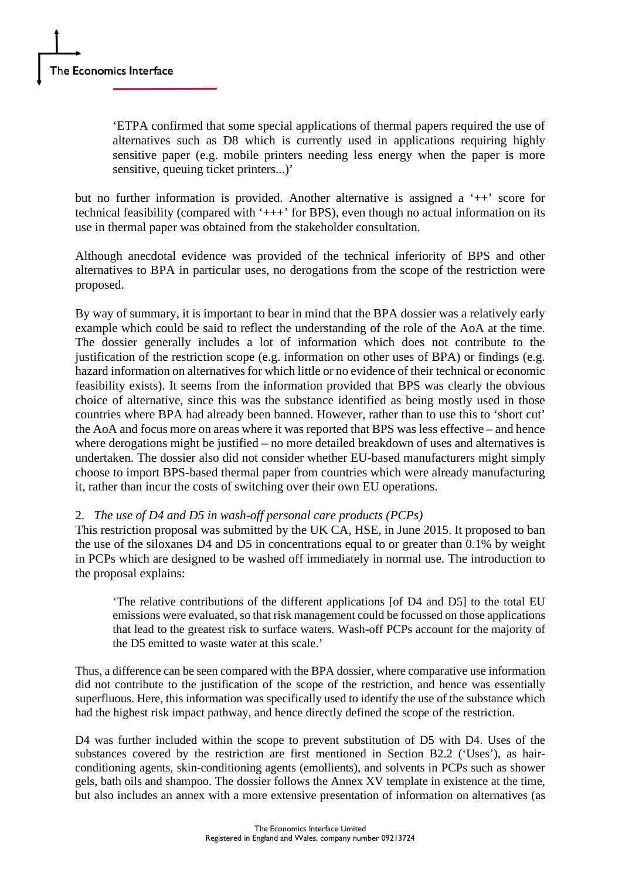> 'ETPA confirmed that some special applications of thermal papers required the use of alternatives such as D8 which is currently used in applications requiring highly sensitive paper (e.g. mobile printers needing less energy when the paper is more sensitive, queuing ticket printers...)'

but no further information is provided. Another alternative is assigned a '++' score for technical feasibility (compared with '+++' for BPS), even though no actual information on its use in thermal paper was obtained from the stakeholder consultation.

Although anecdotal evidence was provided of the technical inferiority of BPS and other alternatives to BPA in particular uses, no derogations from the scope of the restriction were proposed.

By way of summary, it is important to bear in mind that the BPA dossier was a relatively early example which could be said to reflect the understanding of the role of the AoA at the time. The dossier generally includes a lot of information which does not contribute to the justification of the restriction scope (e.g. information on other uses of BPA) or findings (e.g. hazard information on alternatives for which little or no evidence of their technical or economic feasibility exists). It seems from the information provided that BPS was clearly the obvious choice of alternative, since this was the substance identified as being mostly used in those countries where BPA had already been banned. However, rather than to use this to 'short cut' the AoA and focus more on areas where it was reported that BPS was less effective – and hence where derogations might be justified – no more detailed breakdown of uses and alternatives is undertaken. The dossier also did not consider whether EU-based manufacturers might simply choose to import BPS-based thermal paper from countries which were already manufacturing it, rather than incur the costs of switching over their own EU operations.

2. *The use of D4 and D5 in wash-off personal care products (PCPs)*

This restriction proposal was submitted by the UK CA, HSE, in June 2015. It proposed to ban the use of the siloxanes D4 and D5 in concentrations equal to or greater than 0.1% by weight in PCPs which are designed to be washed off immediately in normal use. The introduction to the proposal explains:

> 'The relative contributions of the different applications [of D4 and D5] to the total EU emissions were evaluated, so that risk management could be focussed on those applications that lead to the greatest risk to surface waters. Wash-off PCPs account for the majority of the D5 emitted to waste water at this scale.'

Thus, a difference can be seen compared with the BPA dossier, where comparative use information did not contribute to the justification of the scope of the restriction, and hence was essentially superfluous. Here, this information was specifically used to identify the use of the substance which had the highest risk impact pathway, and hence directly defined the scope of the restriction.

D4 was further included within the scope to prevent substitution of D5 with D4. Uses of the substances covered by the restriction are first mentioned in Section B2.2 ('Uses'), as hair-conditioning agents, skin-conditioning agents (emollients), and solvents in PCPs such as shower gels, bath oils and shampoo. The dossier follows the Annex XV template in existence at the time, but also includes an annex with a more extensive presentation of information on alternatives (as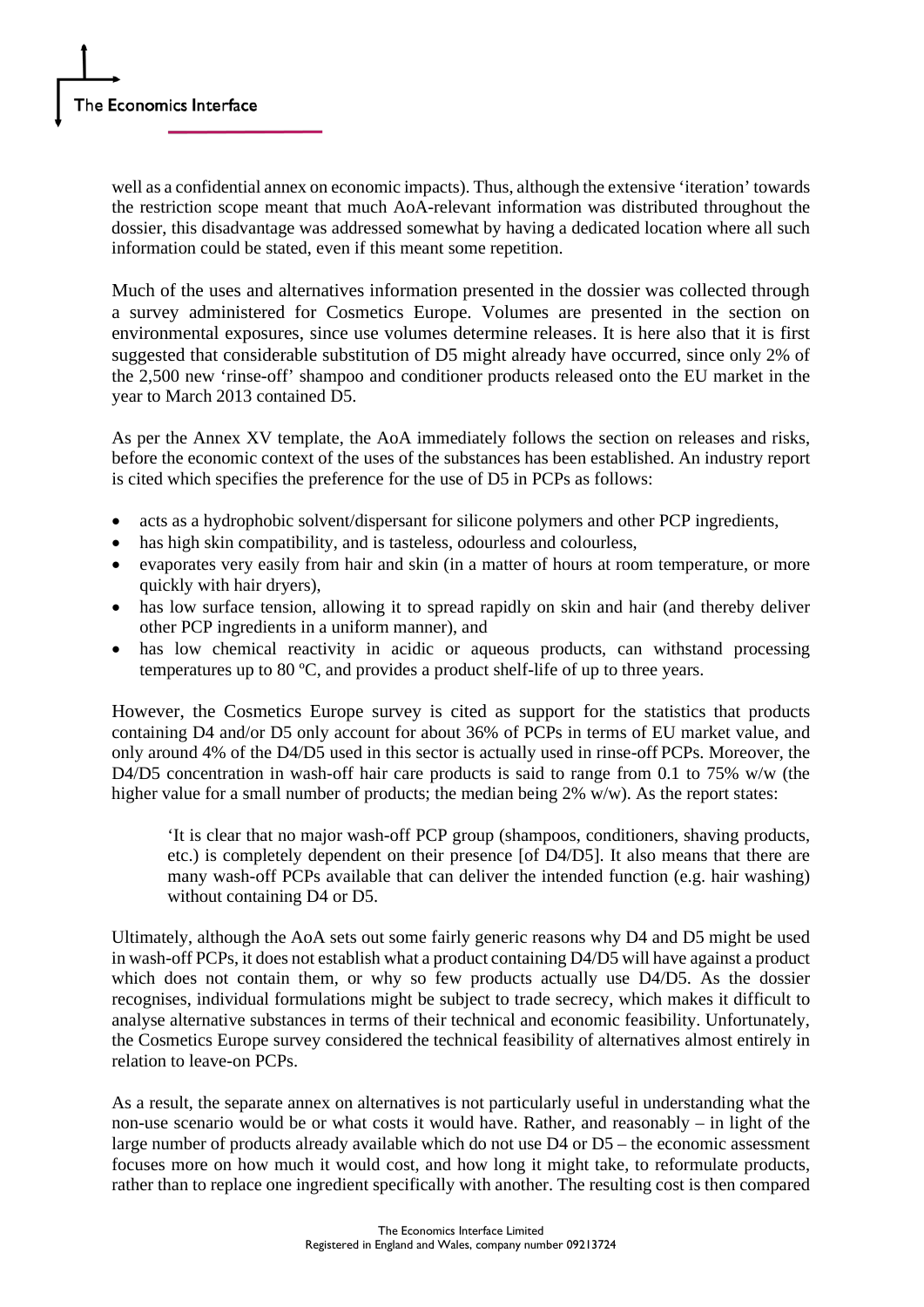well as a confidential annex on economic impacts). Thus, although the extensive 'iteration' towards the restriction scope meant that much AoA-relevant information was distributed throughout the dossier, this disadvantage was addressed somewhat by having a dedicated location where all such information could be stated, even if this meant some repetition.

Much of the uses and alternatives information presented in the dossier was collected through a survey administered for Cosmetics Europe. Volumes are presented in the section on environmental exposures, since use volumes determine releases. It is here also that it is first suggested that considerable substitution of D5 might already have occurred, since only 2% of the 2,500 new 'rinse-off' shampoo and conditioner products released onto the EU market in the year to March 2013 contained D5.

As per the Annex XV template, the AoA immediately follows the section on releases and risks, before the economic context of the uses of the substances has been established. An industry report is cited which specifies the preference for the use of D5 in PCPs as follows:

- acts as a hydrophobic solvent/dispersant for silicone polymers and other PCP ingredients,
- has high skin compatibility, and is tasteless, odourless and colourless,
- evaporates very easily from hair and skin (in a matter of hours at room temperature, or more quickly with hair dryers),
- has low surface tension, allowing it to spread rapidly on skin and hair (and thereby deliver other PCP ingredients in a uniform manner), and
- has low chemical reactivity in acidic or aqueous products, can withstand processing temperatures up to 80 ºC, and provides a product shelf-life of up to three years.

However, the Cosmetics Europe survey is cited as support for the statistics that products containing D4 and/or D5 only account for about 36% of PCPs in terms of EU market value, and only around 4% of the D4/D5 used in this sector is actually used in rinse-off PCPs. Moreover, the D4/D5 concentration in wash-off hair care products is said to range from 0.1 to 75% w/w (the higher value for a small number of products; the median being 2% w/w). As the report states:

> 'It is clear that no major wash-off PCP group (shampoos, conditioners, shaving products, etc.) is completely dependent on their presence [of D4/D5]. It also means that there are many wash-off PCPs available that can deliver the intended function (e.g. hair washing) without containing D4 or D5.

Ultimately, although the AoA sets out some fairly generic reasons why D4 and D5 might be used in wash-off PCPs, it does not establish what a product containing D4/D5 will have against a product which does not contain them, or why so few products actually use D4/D5. As the dossier recognises, individual formulations might be subject to trade secrecy, which makes it difficult to analyse alternative substances in terms of their technical and economic feasibility. Unfortunately, the Cosmetics Europe survey considered the technical feasibility of alternatives almost entirely in relation to leave-on PCPs.

As a result, the separate annex on alternatives is not particularly useful in understanding what the non-use scenario would be or what costs it would have. Rather, and reasonably – in light of the large number of products already available which do not use D4 or D5 – the economic assessment focuses more on how much it would cost, and how long it might take, to reformulate products, rather than to replace one ingredient specifically with another. The resulting cost is then compared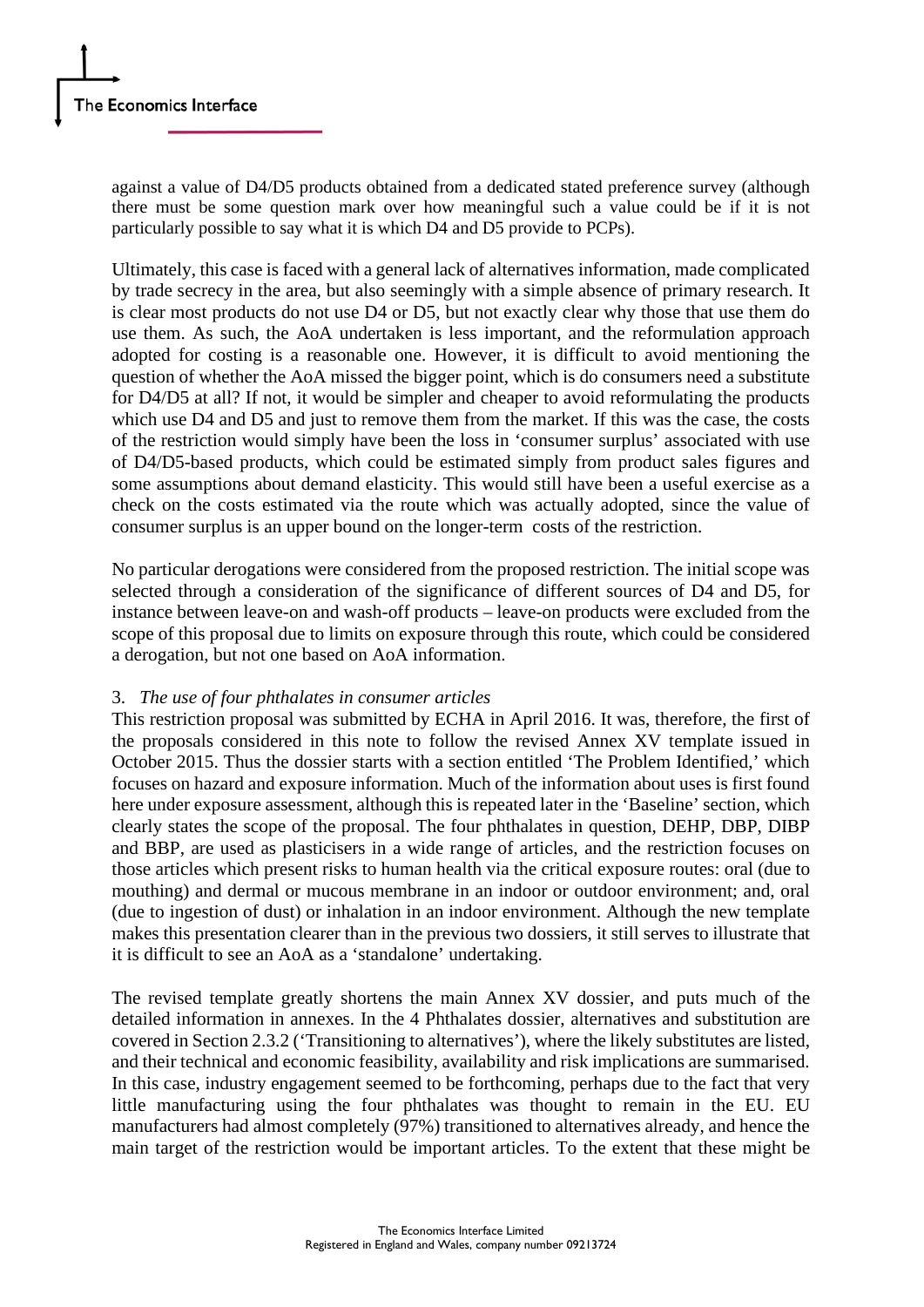against a value of D4/D5 products obtained from a dedicated stated preference survey (although there must be some question mark over how meaningful such a value could be if it is not particularly possible to say what it is which D4 and D5 provide to PCPs).

Ultimately, this case is faced with a general lack of alternatives information, made complicated by trade secrecy in the area, but also seemingly with a simple absence of primary research. It is clear most products do not use D4 or D5, but not exactly clear why those that use them do use them. As such, the AoA undertaken is less important, and the reformulation approach adopted for costing is a reasonable one. However, it is difficult to avoid mentioning the question of whether the AoA missed the bigger point, which is do consumers need a substitute for D4/D5 at all? If not, it would be simpler and cheaper to avoid reformulating the products which use D4 and D5 and just to remove them from the market. If this was the case, the costs of the restriction would simply have been the loss in 'consumer surplus' associated with use of D4/D5-based products, which could be estimated simply from product sales figures and some assumptions about demand elasticity. This would still have been a useful exercise as a check on the costs estimated via the route which was actually adopted, since the value of consumer surplus is an upper bound on the longer-term costs of the restriction.

No particular derogations were considered from the proposed restriction. The initial scope was selected through a consideration of the significance of different sources of D4 and D5, for instance between leave-on and wash-off products – leave-on products were excluded from the scope of this proposal due to limits on exposure through this route, which could be considered a derogation, but not one based on AoA information.

3. *The use of four phthalates in consumer articles*

This restriction proposal was submitted by ECHA in April 2016. It was, therefore, the first of the proposals considered in this note to follow the revised Annex XV template issued in October 2015. Thus the dossier starts with a section entitled 'The Problem Identified,' which focuses on hazard and exposure information. Much of the information about uses is first found here under exposure assessment, although this is repeated later in the 'Baseline' section, which clearly states the scope of the proposal. The four phthalates in question, DEHP, DBP, DIBP and BBP, are used as plasticisers in a wide range of articles, and the restriction focuses on those articles which present risks to human health via the critical exposure routes: oral (due to mouthing) and dermal or mucous membrane in an indoor or outdoor environment; and, oral (due to ingestion of dust) or inhalation in an indoor environment. Although the new template makes this presentation clearer than in the previous two dossiers, it still serves to illustrate that it is difficult to see an AoA as a 'standalone' undertaking.

The revised template greatly shortens the main Annex XV dossier, and puts much of the detailed information in annexes. In the 4 Phthalates dossier, alternatives and substitution are covered in Section 2.3.2 ('Transitioning to alternatives'), where the likely substitutes are listed, and their technical and economic feasibility, availability and risk implications are summarised. In this case, industry engagement seemed to be forthcoming, perhaps due to the fact that very little manufacturing using the four phthalates was thought to remain in the EU. EU manufacturers had almost completely (97%) transitioned to alternatives already, and hence the main target of the restriction would be important articles. To the extent that these might be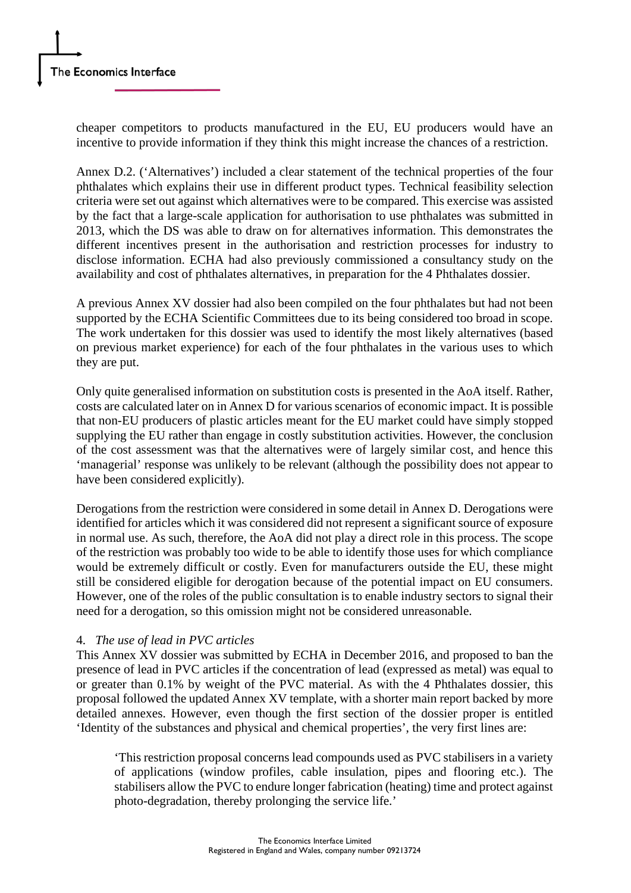cheaper competitors to products manufactured in the EU, EU producers would have an incentive to provide information if they think this might increase the chances of a restriction.

Annex D.2. ('Alternatives') included a clear statement of the technical properties of the four phthalates which explains their use in different product types. Technical feasibility selection criteria were set out against which alternatives were to be compared. This exercise was assisted by the fact that a large-scale application for authorisation to use phthalates was submitted in 2013, which the DS was able to draw on for alternatives information. This demonstrates the different incentives present in the authorisation and restriction processes for industry to disclose information. ECHA had also previously commissioned a consultancy study on the availability and cost of phthalates alternatives, in preparation for the 4 Phthalates dossier.

A previous Annex XV dossier had also been compiled on the four phthalates but had not been supported by the ECHA Scientific Committees due to its being considered too broad in scope. The work undertaken for this dossier was used to identify the most likely alternatives (based on previous market experience) for each of the four phthalates in the various uses to which they are put.

Only quite generalised information on substitution costs is presented in the AoA itself. Rather, costs are calculated later on in Annex D for various scenarios of economic impact. It is possible that non-EU producers of plastic articles meant for the EU market could have simply stopped supplying the EU rather than engage in costly substitution activities. However, the conclusion of the cost assessment was that the alternatives were of largely similar cost, and hence this 'managerial' response was unlikely to be relevant (although the possibility does not appear to have been considered explicitly).

Derogations from the restriction were considered in some detail in Annex D. Derogations were identified for articles which it was considered did not represent a significant source of exposure in normal use. As such, therefore, the AoA did not play a direct role in this process. The scope of the restriction was probably too wide to be able to identify those uses for which compliance would be extremely difficult or costly. Even for manufacturers outside the EU, these might still be considered eligible for derogation because of the potential impact on EU consumers. However, one of the roles of the public consultation is to enable industry sectors to signal their need for a derogation, so this omission might not be considered unreasonable.

4. *The use of lead in PVC articles*

This Annex XV dossier was submitted by ECHA in December 2016, and proposed to ban the presence of lead in PVC articles if the concentration of lead (expressed as metal) was equal to or greater than 0.1% by weight of the PVC material. As with the 4 Phthalates dossier, this proposal followed the updated Annex XV template, with a shorter main report backed by more detailed annexes. However, even though the first section of the dossier proper is entitled 'Identity of the substances and physical and chemical properties', the very first lines are:

> 'This restriction proposal concerns lead compounds used as PVC stabilisers in a variety of applications (window profiles, cable insulation, pipes and flooring etc.). The stabilisers allow the PVC to endure longer fabrication (heating) time and protect against photo-degradation, thereby prolonging the service life.'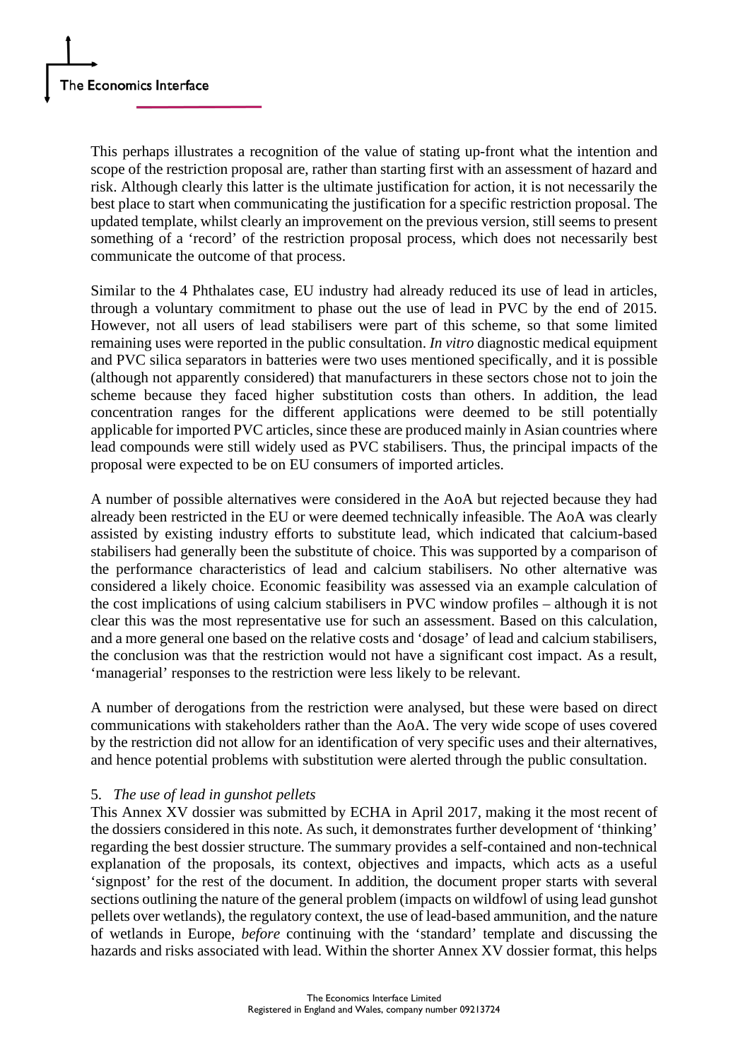This perhaps illustrates a recognition of the value of stating up-front what the intention and scope of the restriction proposal are, rather than starting first with an assessment of hazard and risk. Although clearly this latter is the ultimate justification for action, it is not necessarily the best place to start when communicating the justification for a specific restriction proposal. The updated template, whilst clearly an improvement on the previous version, still seems to present something of a 'record' of the restriction proposal process, which does not necessarily best communicate the outcome of that process.

Similar to the 4 Phthalates case, EU industry had already reduced its use of lead in articles, through a voluntary commitment to phase out the use of lead in PVC by the end of 2015. However, not all users of lead stabilisers were part of this scheme, so that some limited remaining uses were reported in the public consultation. *In vitro* diagnostic medical equipment and PVC silica separators in batteries were two uses mentioned specifically, and it is possible (although not apparently considered) that manufacturers in these sectors chose not to join the scheme because they faced higher substitution costs than others. In addition, the lead concentration ranges for the different applications were deemed to be still potentially applicable for imported PVC articles, since these are produced mainly in Asian countries where lead compounds were still widely used as PVC stabilisers. Thus, the principal impacts of the proposal were expected to be on EU consumers of imported articles.

A number of possible alternatives were considered in the AoA but rejected because they had already been restricted in the EU or were deemed technically infeasible. The AoA was clearly assisted by existing industry efforts to substitute lead, which indicated that calcium-based stabilisers had generally been the substitute of choice. This was supported by a comparison of the performance characteristics of lead and calcium stabilisers. No other alternative was considered a likely choice. Economic feasibility was assessed via an example calculation of the cost implications of using calcium stabilisers in PVC window profiles – although it is not clear this was the most representative use for such an assessment. Based on this calculation, and a more general one based on the relative costs and 'dosage' of lead and calcium stabilisers, the conclusion was that the restriction would not have a significant cost impact. As a result, 'managerial' responses to the restriction were less likely to be relevant.

A number of derogations from the restriction were analysed, but these were based on direct communications with stakeholders rather than the AoA. The very wide scope of uses covered by the restriction did not allow for an identification of very specific uses and their alternatives, and hence potential problems with substitution were alerted through the public consultation.

5. *The use of lead in gunshot pellets*

This Annex XV dossier was submitted by ECHA in April 2017, making it the most recent of the dossiers considered in this note. As such, it demonstrates further development of 'thinking' regarding the best dossier structure. The summary provides a self-contained and non-technical explanation of the proposals, its context, objectives and impacts, which acts as a useful 'signpost' for the rest of the document. In addition, the document proper starts with several sections outlining the nature of the general problem (impacts on wildfowl of using lead gunshot pellets over wetlands), the regulatory context, the use of lead-based ammunition, and the nature of wetlands in Europe, *before* continuing with the 'standard' template and discussing the hazards and risks associated with lead. Within the shorter Annex XV dossier format, this helps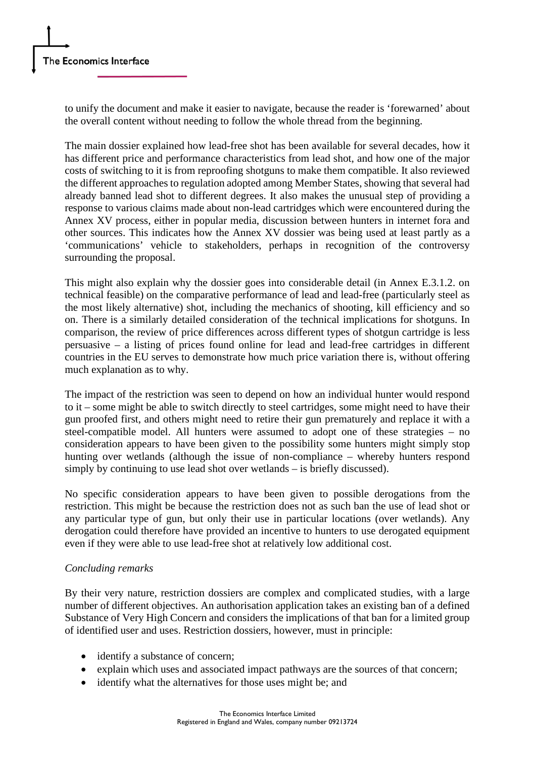to unify the document and make it easier to navigate, because the reader is 'forewarned' about the overall content without needing to follow the whole thread from the beginning.

The main dossier explained how lead-free shot has been available for several decades, how it has different price and performance characteristics from lead shot, and how one of the major costs of switching to it is from reproofing shotguns to make them compatible. It also reviewed the different approaches to regulation adopted among Member States, showing that several had already banned lead shot to different degrees. It also makes the unusual step of providing a response to various claims made about non-lead cartridges which were encountered during the Annex XV process, either in popular media, discussion between hunters in internet fora and other sources. This indicates how the Annex XV dossier was being used at least partly as a 'communications' vehicle to stakeholders, perhaps in recognition of the controversy surrounding the proposal.

This might also explain why the dossier goes into considerable detail (in Annex E.3.1.2. on technical feasible) on the comparative performance of lead and lead-free (particularly steel as the most likely alternative) shot, including the mechanics of shooting, kill efficiency and so on. There is a similarly detailed consideration of the technical implications for shotguns. In comparison, the review of price differences across different types of shotgun cartridge is less persuasive – a listing of prices found online for lead and lead-free cartridges in different countries in the EU serves to demonstrate how much price variation there is, without offering much explanation as to why.

The impact of the restriction was seen to depend on how an individual hunter would respond to it – some might be able to switch directly to steel cartridges, some might need to have their gun proofed first, and others might need to retire their gun prematurely and replace it with a steel-compatible model. All hunters were assumed to adopt one of these strategies – no consideration appears to have been given to the possibility some hunters might simply stop hunting over wetlands (although the issue of non-compliance – whereby hunters respond simply by continuing to use lead shot over wetlands – is briefly discussed).

No specific consideration appears to have been given to possible derogations from the restriction. This might be because the restriction does not as such ban the use of lead shot or any particular type of gun, but only their use in particular locations (over wetlands). Any derogation could therefore have provided an incentive to hunters to use derogated equipment even if they were able to use lead-free shot at relatively low additional cost.

*Concluding remarks*

By their very nature, restriction dossiers are complex and complicated studies, with a large number of different objectives. An authorisation application takes an existing ban of a defined Substance of Very High Concern and considers the implications of that ban for a limited group of identified user and uses. Restriction dossiers, however, must in principle:

- identify a substance of concern;
- explain which uses and associated impact pathways are the sources of that concern;
- identify what the alternatives for those uses might be; and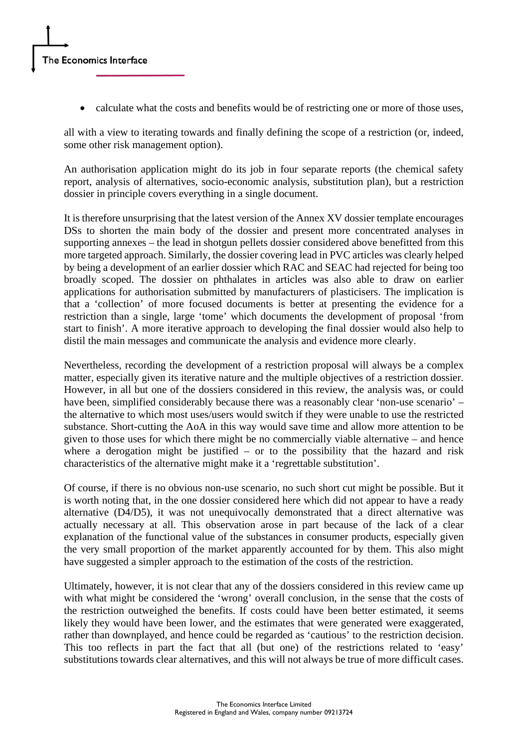- calculate what the costs and benefits would be of restricting one or more of those uses,

all with a view to iterating towards and finally defining the scope of a restriction (or, indeed, some other risk management option).

An authorisation application might do its job in four separate reports (the chemical safety report, analysis of alternatives, socio-economic analysis, substitution plan), but a restriction dossier in principle covers everything in a single document.

It is therefore unsurprising that the latest version of the Annex XV dossier template encourages DSs to shorten the main body of the dossier and present more concentrated analyses in supporting annexes – the lead in shotgun pellets dossier considered above benefitted from this more targeted approach. Similarly, the dossier covering lead in PVC articles was clearly helped by being a development of an earlier dossier which RAC and SEAC had rejected for being too broadly scoped. The dossier on phthalates in articles was also able to draw on earlier applications for authorisation submitted by manufacturers of plasticisers. The implication is that a 'collection' of more focused documents is better at presenting the evidence for a restriction than a single, large 'tome' which documents the development of proposal 'from start to finish'. A more iterative approach to developing the final dossier would also help to distil the main messages and communicate the analysis and evidence more clearly.

Nevertheless, recording the development of a restriction proposal will always be a complex matter, especially given its iterative nature and the multiple objectives of a restriction dossier. However, in all but one of the dossiers considered in this review, the analysis was, or could have been, simplified considerably because there was a reasonably clear 'non-use scenario' – the alternative to which most uses/users would switch if they were unable to use the restricted substance. Short-cutting the AoA in this way would save time and allow more attention to be given to those uses for which there might be no commercially viable alternative – and hence where a derogation might be justified – or to the possibility that the hazard and risk characteristics of the alternative might make it a 'regrettable substitution'.

Of course, if there is no obvious non-use scenario, no such short cut might be possible. But it is worth noting that, in the one dossier considered here which did not appear to have a ready alternative (D4/D5), it was not unequivocally demonstrated that a direct alternative was actually necessary at all. This observation arose in part because of the lack of a clear explanation of the functional value of the substances in consumer products, especially given the very small proportion of the market apparently accounted for by them. This also might have suggested a simpler approach to the estimation of the costs of the restriction.

Ultimately, however, it is not clear that any of the dossiers considered in this review came up with what might be considered the 'wrong' overall conclusion, in the sense that the costs of the restriction outweighed the benefits. If costs could have been better estimated, it seems likely they would have been lower, and the estimates that were generated were exaggerated, rather than downplayed, and hence could be regarded as 'cautious' to the restriction decision. This too reflects in part the fact that all (but one) of the restrictions related to 'easy' substitutions towards clear alternatives, and this will not always be true of more difficult cases.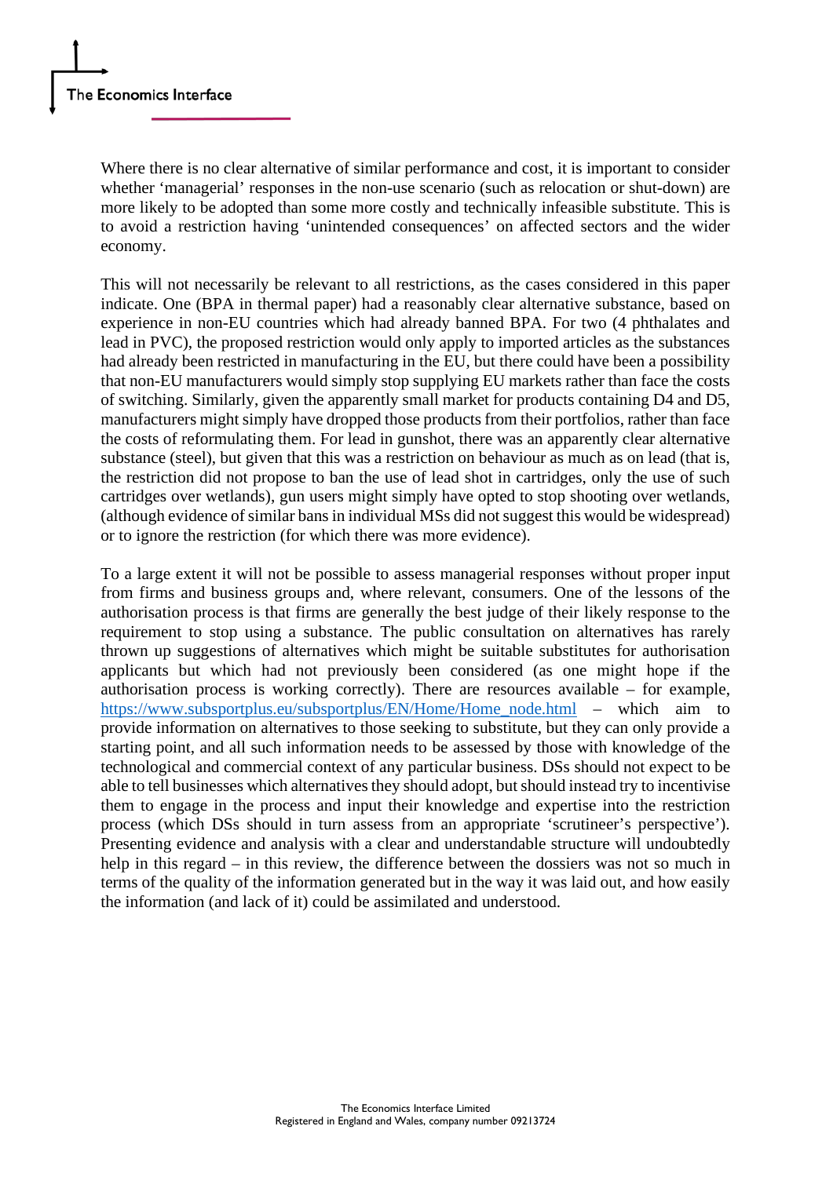Where there is no clear alternative of similar performance and cost, it is important to consider whether 'managerial' responses in the non-use scenario (such as relocation or shut-down) are more likely to be adopted than some more costly and technically infeasible substitute. This is to avoid a restriction having 'unintended consequences' on affected sectors and the wider economy.

This will not necessarily be relevant to all restrictions, as the cases considered in this paper indicate. One (BPA in thermal paper) had a reasonably clear alternative substance, based on experience in non-EU countries which had already banned BPA. For two (4 phthalates and lead in PVC), the proposed restriction would only apply to imported articles as the substances had already been restricted in manufacturing in the EU, but there could have been a possibility that non-EU manufacturers would simply stop supplying EU markets rather than face the costs of switching. Similarly, given the apparently small market for products containing D4 and D5, manufacturers might simply have dropped those products from their portfolios, rather than face the costs of reformulating them. For lead in gunshot, there was an apparently clear alternative substance (steel), but given that this was a restriction on behaviour as much as on lead (that is, the restriction did not propose to ban the use of lead shot in cartridges, only the use of such cartridges over wetlands), gun users might simply have opted to stop shooting over wetlands, (although evidence of similar bans in individual MSs did not suggest this would be widespread) or to ignore the restriction (for which there was more evidence).

To a large extent it will not be possible to assess managerial responses without proper input from firms and business groups and, where relevant, consumers. One of the lessons of the authorisation process is that firms are generally the best judge of their likely response to the requirement to stop using a substance. The public consultation on alternatives has rarely thrown up suggestions of alternatives which might be suitable substitutes for authorisation applicants but which had not previously been considered (as one might hope if the authorisation process is working correctly). There are resources available – for example, https://www.subsportplus.eu/subsportplus/EN/Home/Home_node.html – which aim to provide information on alternatives to those seeking to substitute, but they can only provide a starting point, and all such information needs to be assessed by those with knowledge of the technological and commercial context of any particular business. DSs should not expect to be able to tell businesses which alternatives they should adopt, but should instead try to incentivise them to engage in the process and input their knowledge and expertise into the restriction process (which DSs should in turn assess from an appropriate 'scrutineer's perspective'). Presenting evidence and analysis with a clear and understandable structure will undoubtedly help in this regard – in this review, the difference between the dossiers was not so much in terms of the quality of the information generated but in the way it was laid out, and how easily the information (and lack of it) could be assimilated and understood.